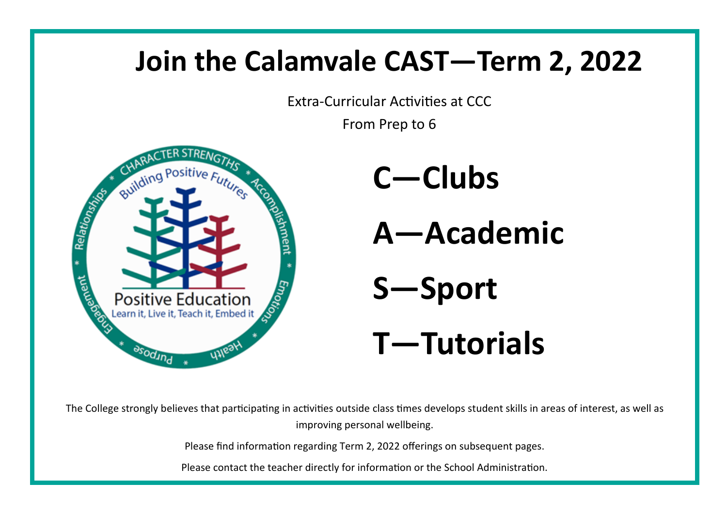# Join the Calamvale CAST—Term 2, 2022

Extra-Curricular Activities at CCC

From Prep to 6

## C—Clubs

## A—Academic

## S—Sport

## T—Tutorials

The College strongly believes that participating in activities outside class times develops student skills in areas of interest, as well as improving personal wellbeing.

Please find information regarding Term 2, 2022 offerings on subsequent pages.

Please contact the teacher directly for information or the School Administration.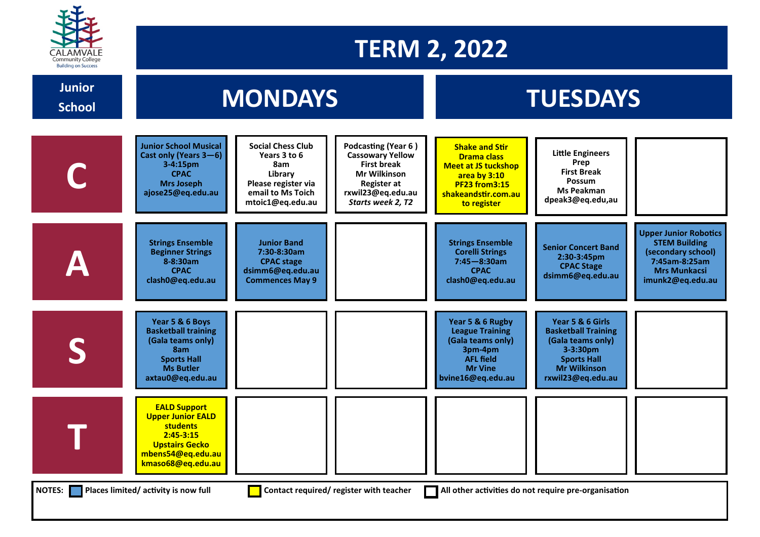CALAMVALE Community College
Building on Success

# TERM 2, 2022

## Junior School

| | MONDAYS | | | TUESDAYS | | |
|---|---|---|---|---|---|---|
| **C** | Junior School Musical Cast only (Years 3—6) 3-4:15pm CPAC Mrs Joseph ajose25@eq.edu.au | Social Chess Club Years 3 to 6 8am Library Please register via email to Ms Toich mtoic1@eq.edu.au | Podcasting (Year 6 ) Cassowary Yellow First break Mr Wilkinson Register at rxwil23@eq.edu.au *Starts week 2, T2* | Shake and Stir Drama class Meet at JS tuckshop area by 3:10 PF23 from3:15 shakeandstir.com.au to register | Little Engineers Prep First Break Possum Ms Peakman dpeak3@eq.edu,au | |
| **A** | Strings Ensemble Beginner Strings 8-8:30am CPAC clash0@eq.edu.au | Junior Band 7:30-8:30am CPAC stage dsimm6@eq.edu.au Commences May 9 | | Strings Ensemble Corelli Strings 7:45—8:30am CPAC clash0@eq.edu.au | Senior Concert Band 2:30-3:45pm CPAC Stage dsimm6@eq.edu.au | Upper Junior Robotics STEM Building (secondary school) 7:45am-8:25am Mrs Munkacsi imunk2@eq.edu.au |
| **S** | Year 5 & 6 Boys Basketball training (Gala teams only) 8am Sports Hall Ms Butler axtau0@eq.edu.au | | | Year 5 & 6 Rugby League Training (Gala teams only) 3pm-4pm AFL field Mr Vine bvine16@eq.edu.au | Year 5 & 6 Girls Basketball Training (Gala teams only) 3-3:30pm Sports Hall Mr Wilkinson rxwil23@eq.edu.au | |
| **T** | EALD Support Upper Junior EALD students 2:45-3:15 Upstairs Gecko mbens54@eq.edu.au kmaso68@eq.edu.au | | | | | |

**NOTES:** Blue: Places limited/ activity is now full | Yellow: Contact required/ register with teacher | White: All other activities do not require pre-organisation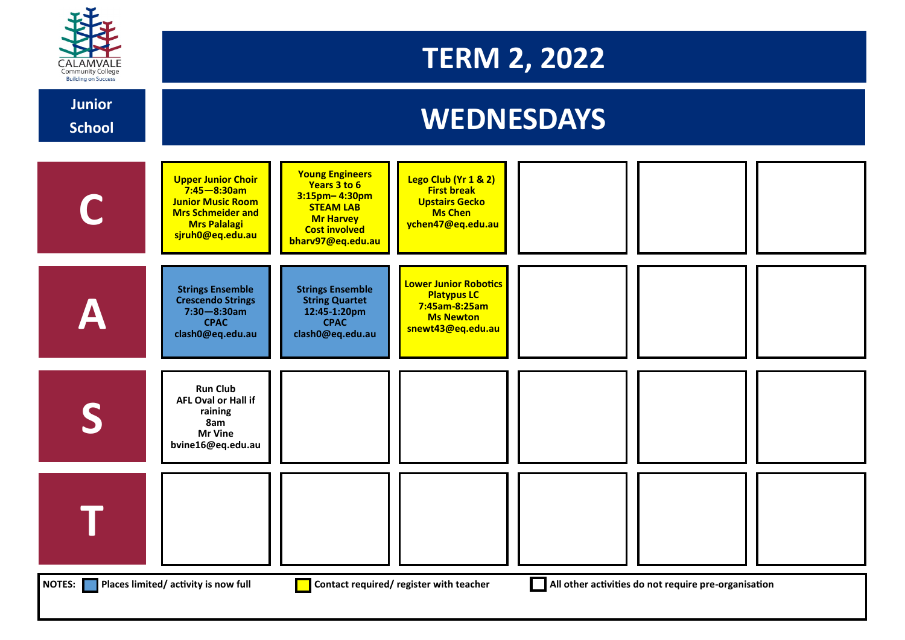CALAMVALE Community College
Building on Success

# TERM 2, 2022

**Junior School**

# WEDNESDAYS

| | | | | | | |
|---|---|---|---|---|---|---|
| **C** | Upper Junior Choir<br>7:45—8:30am<br>Junior Music Room<br>Mrs Schmeider and Mrs Palalagi<br>sjruh0@eq.edu.au | Young Engineers<br>Years 3 to 6<br>3:15pm– 4:30pm<br>STEAM LAB<br>Mr Harvey<br>Cost involved<br>bharv97@eq.edu.au | Lego Club (Yr 1 & 2)<br>First break<br>Upstairs Gecko<br>Ms Chen<br>ychen47@eq.edu.au | | | |
| **A** | Strings Ensemble<br>Crescendo Strings<br>7:30—8:30am<br>CPAC<br>clash0@eq.edu.au | Strings Ensemble<br>String Quartet<br>12:45-1:20pm<br>CPAC<br>clash0@eq.edu.au | Lower Junior Robotics<br>Platypus LC<br>7:45am-8:25am<br>Ms Newton<br>snewt43@eq.edu.au | | | |
| **S** | Run Club<br>AFL Oval or Hall if raining<br>8am<br>Mr Vine<br>bvine16@eq.edu.au | | | | | |
| **T** | | | | | | |

**NOTES:** Blue: Places limited/ activity is now full — Yellow: Contact required/ register with teacher — White: All other activities do not require pre-organisation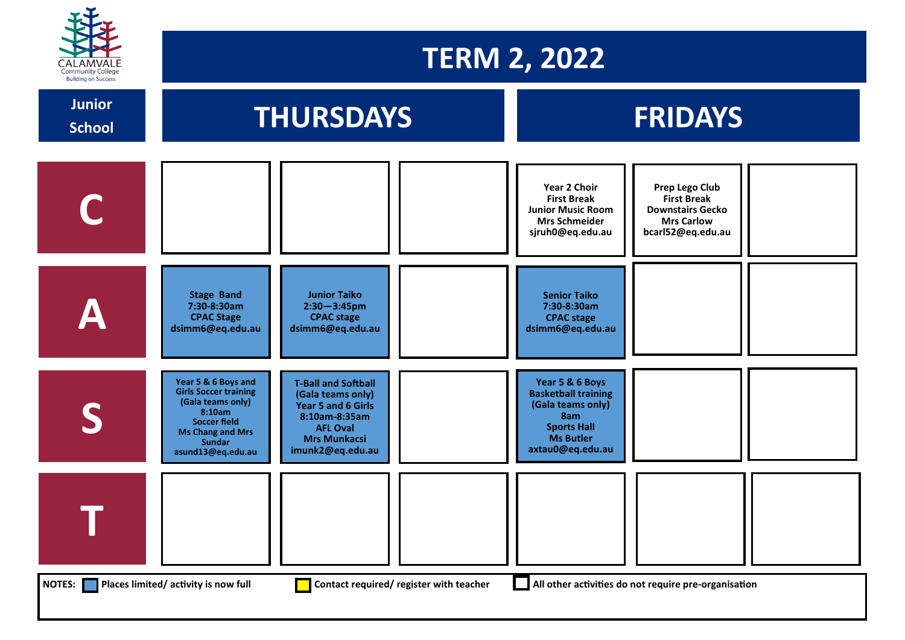# TERM 2, 2022

CALAMVALE Community College
Building on Success

| Junior School | THURSDAYS | | | FRIDAYS | | |
|---|---|---|---|---|---|---|
| **C** | | | | Year 2 Choir<br>First Break<br>Junior Music Room<br>Mrs Schmeider<br>sjruh0@eq.edu.au | Prep Lego Club<br>First Break<br>Downstairs Gecko<br>Mrs Carlow<br>bcarl52@eq.edu.au | |
| **A** | Stage Band<br>7:30-8:30am<br>CPAC Stage<br>dsimm6@eq.edu.au | Junior Taiko<br>2:30—3:45pm<br>CPAC stage<br>dsimm6@eq.edu.au | | Senior Taiko<br>7:30-8:30am<br>CPAC stage<br>dsimm6@eq.edu.au | | |
| **S** | Year 5 & 6 Boys and Girls Soccer training<br>(Gala teams only)<br>8:10am<br>Soccer field<br>Ms Chang and Mrs Sundar<br>asund13@eq.edu.au | T-Ball and Softball<br>(Gala teams only)<br>Year 5 and 6 Girls<br>8:10am-8:35am<br>AFL Oval<br>Mrs Munkacsi<br>imunk2@eq.edu.au | | Year 5 & 6 Boys<br>Basketball training<br>(Gala teams only)<br>8am<br>Sports Hall<br>Ms Butler<br>axtau0@eq.edu.au | | |
| **T** | | | | | | |

NOTES: Blue: Places limited/ activity is now full | Yellow: Contact required/ register with teacher | White: All other activities do not require pre-organisation